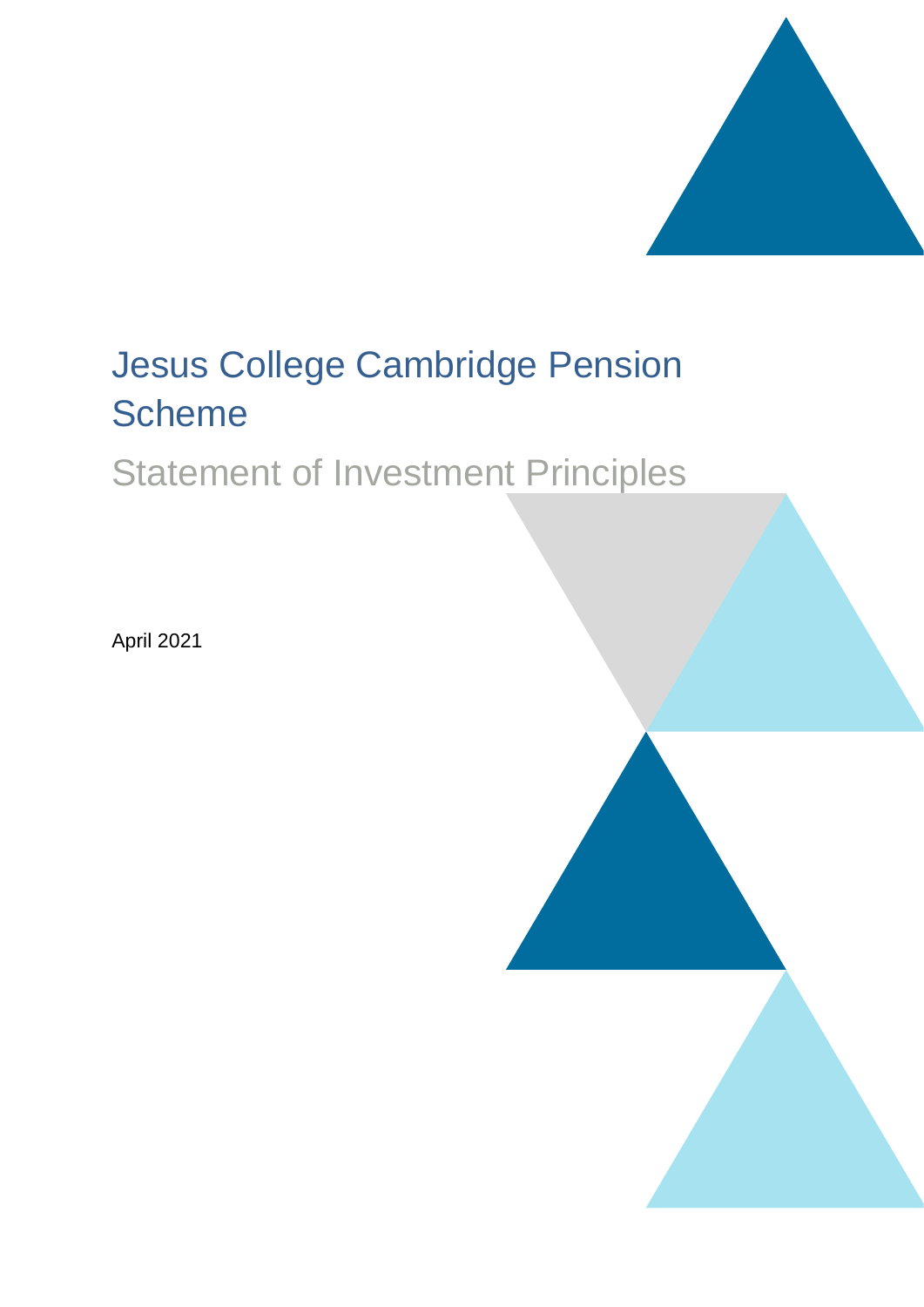# Jesus College Cambridge Pension Scheme

## Statement of Investment Principles

April 2021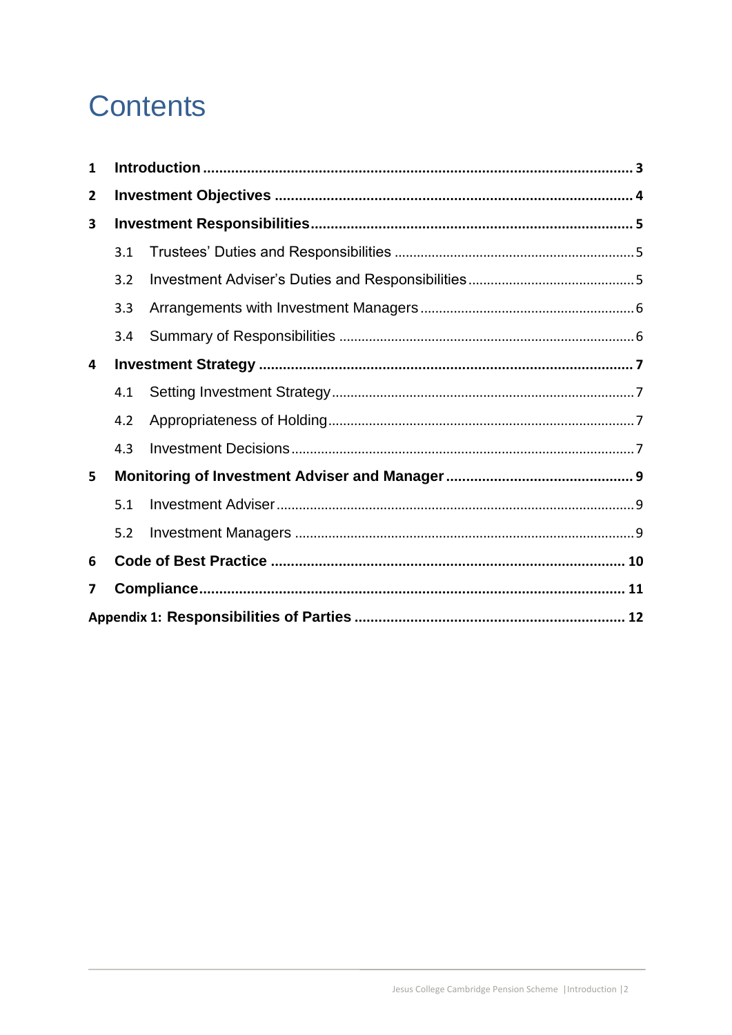# Contents

**1 Introduction** ........................................................................................................... **3**

**2 Investment Objectives** ......................................................................................... **4**

**3 Investment Responsibilities** ................................................................................ **5**

3.1 Trustees' Duties and Responsibilities ................................................................ 5

3.2 Investment Adviser's Duties and Responsibilities ............................................ 5

3.3 Arrangements with Investment Managers ......................................................... 6

3.4 Summary of Responsibilities .............................................................................. 6

**4 Investment Strategy** ............................................................................................. **7**

4.1 Setting Investment Strategy ................................................................................ 7

4.2 Appropriateness of Holding ................................................................................. 7

4.3 Investment Decisions ........................................................................................... 7

**5 Monitoring of Investment Adviser and Manager** ............................................... **9**

5.1 Investment Adviser ............................................................................................... 9

5.2 Investment Managers ........................................................................................... 9

**6 Code of Best Practice** ......................................................................................... **10**

**7 Compliance** ........................................................................................................... **11**

**Appendix 1: Responsibilities of Parties** ................................................................ **12**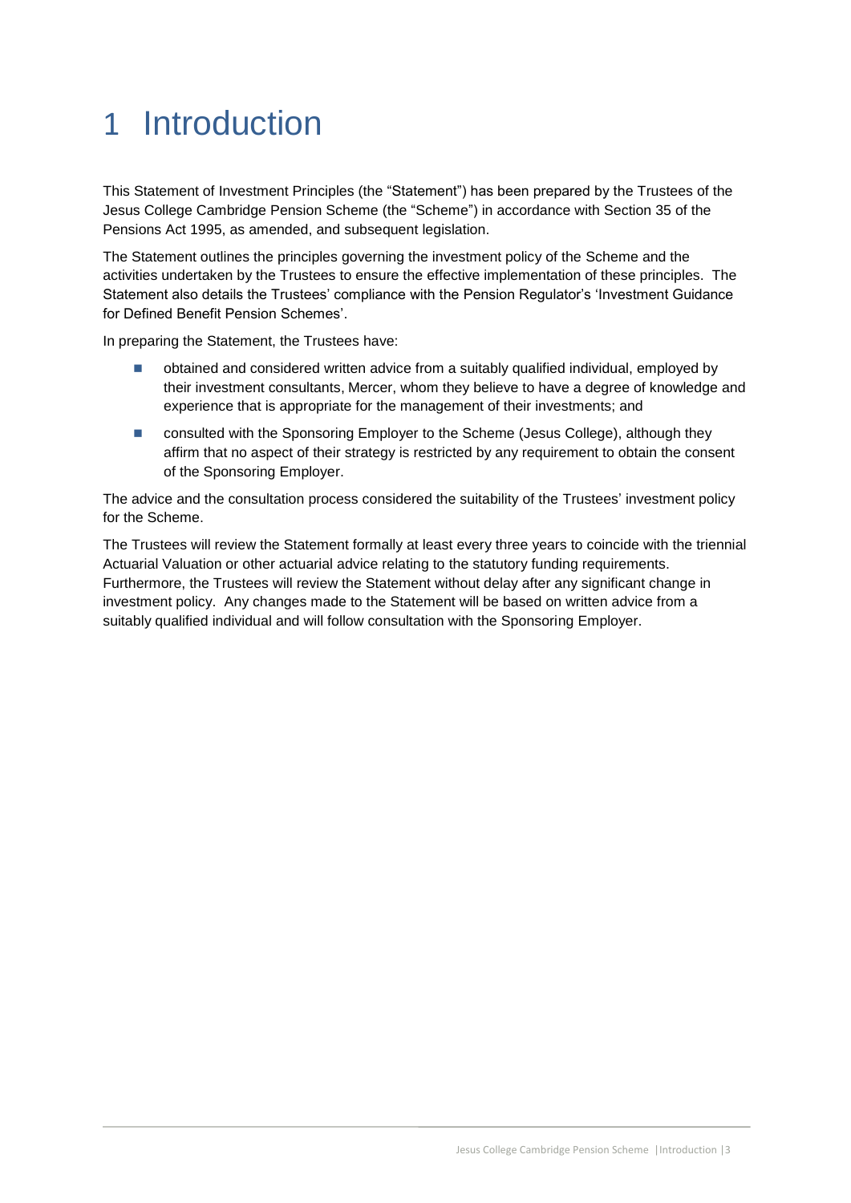# 1 Introduction

This Statement of Investment Principles (the "Statement") has been prepared by the Trustees of the Jesus College Cambridge Pension Scheme (the "Scheme") in accordance with Section 35 of the Pensions Act 1995, as amended, and subsequent legislation.

The Statement outlines the principles governing the investment policy of the Scheme and the activities undertaken by the Trustees to ensure the effective implementation of these principles. The Statement also details the Trustees' compliance with the Pension Regulator's 'Investment Guidance for Defined Benefit Pension Schemes'.

In preparing the Statement, the Trustees have:

- obtained and considered written advice from a suitably qualified individual, employed by their investment consultants, Mercer, whom they believe to have a degree of knowledge and experience that is appropriate for the management of their investments; and
- consulted with the Sponsoring Employer to the Scheme (Jesus College), although they affirm that no aspect of their strategy is restricted by any requirement to obtain the consent of the Sponsoring Employer.

The advice and the consultation process considered the suitability of the Trustees' investment policy for the Scheme.

The Trustees will review the Statement formally at least every three years to coincide with the triennial Actuarial Valuation or other actuarial advice relating to the statutory funding requirements. Furthermore, the Trustees will review the Statement without delay after any significant change in investment policy. Any changes made to the Statement will be based on written advice from a suitably qualified individual and will follow consultation with the Sponsoring Employer.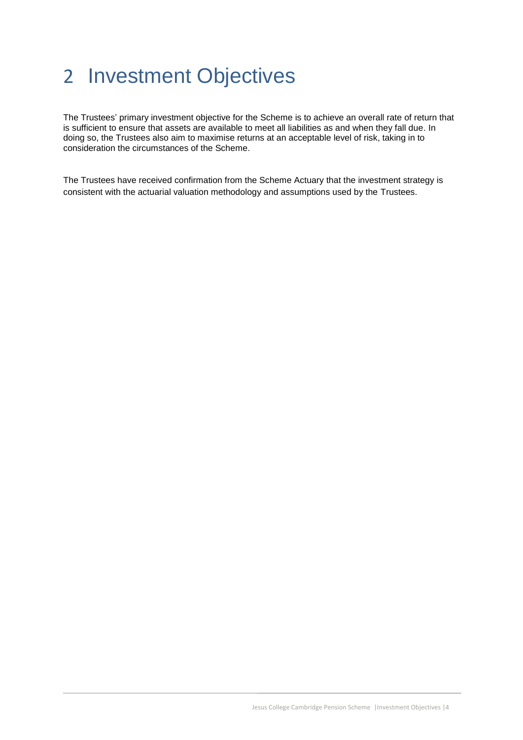# 2 Investment Objectives

The Trustees' primary investment objective for the Scheme is to achieve an overall rate of return that is sufficient to ensure that assets are available to meet all liabilities as and when they fall due. In doing so, the Trustees also aim to maximise returns at an acceptable level of risk, taking in to consideration the circumstances of the Scheme.

The Trustees have received confirmation from the Scheme Actuary that the investment strategy is consistent with the actuarial valuation methodology and assumptions used by the Trustees.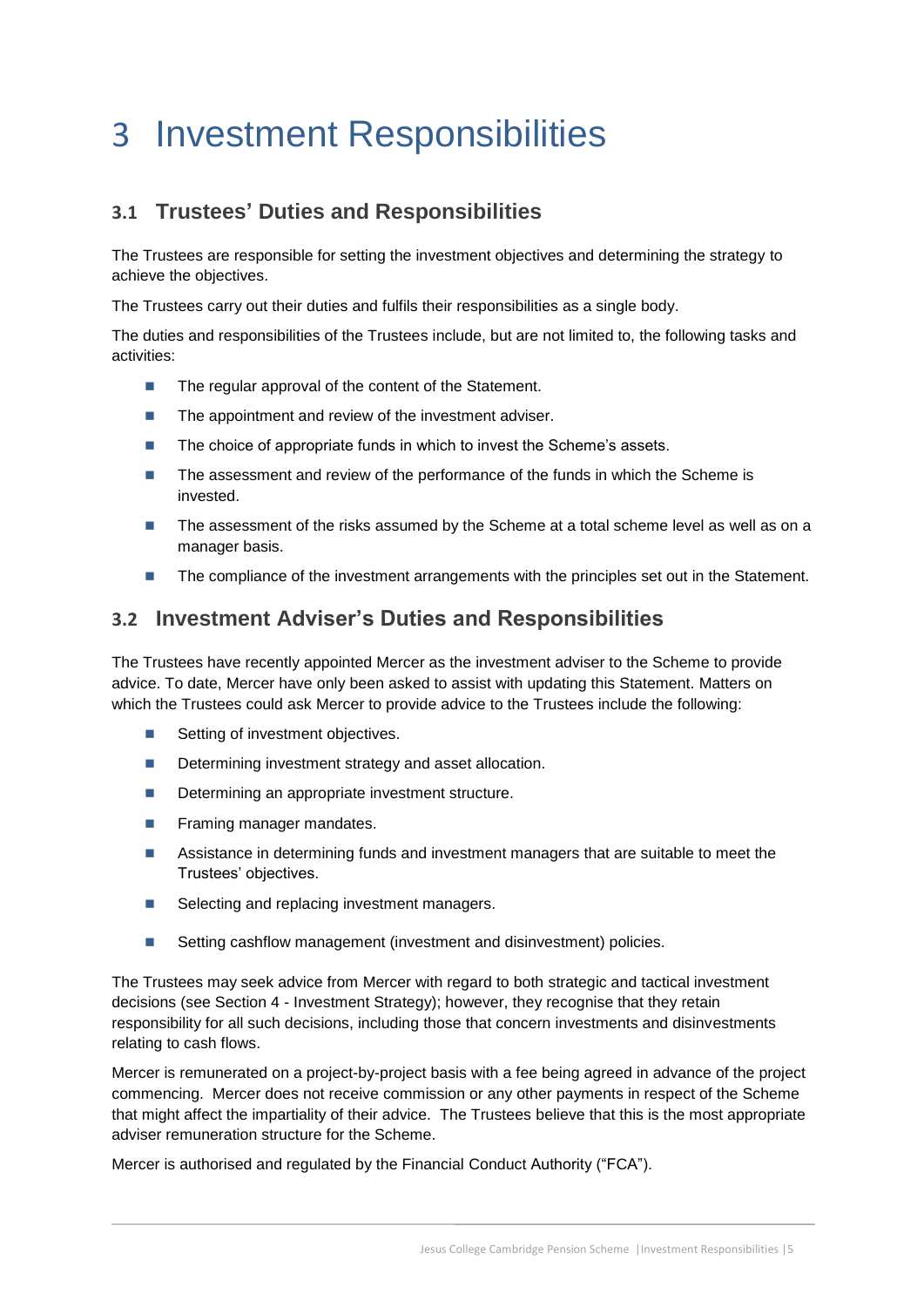# 3 Investment Responsibilities

## 3.1 Trustees' Duties and Responsibilities

The Trustees are responsible for setting the investment objectives and determining the strategy to achieve the objectives.

The Trustees carry out their duties and fulfils their responsibilities as a single body.

The duties and responsibilities of the Trustees include, but are not limited to, the following tasks and activities:

- The regular approval of the content of the Statement.
- The appointment and review of the investment adviser.
- The choice of appropriate funds in which to invest the Scheme's assets.
- The assessment and review of the performance of the funds in which the Scheme is invested.
- The assessment of the risks assumed by the Scheme at a total scheme level as well as on a manager basis.
- The compliance of the investment arrangements with the principles set out in the Statement.

## 3.2 Investment Adviser's Duties and Responsibilities

The Trustees have recently appointed Mercer as the investment adviser to the Scheme to provide advice. To date, Mercer have only been asked to assist with updating this Statement. Matters on which the Trustees could ask Mercer to provide advice to the Trustees include the following:

- Setting of investment objectives.
- Determining investment strategy and asset allocation.
- Determining an appropriate investment structure.
- Framing manager mandates.
- Assistance in determining funds and investment managers that are suitable to meet the Trustees' objectives.
- Selecting and replacing investment managers.
- Setting cashflow management (investment and disinvestment) policies.

The Trustees may seek advice from Mercer with regard to both strategic and tactical investment decisions (see Section 4 - Investment Strategy); however, they recognise that they retain responsibility for all such decisions, including those that concern investments and disinvestments relating to cash flows.

Mercer is remunerated on a project-by-project basis with a fee being agreed in advance of the project commencing. Mercer does not receive commission or any other payments in respect of the Scheme that might affect the impartiality of their advice. The Trustees believe that this is the most appropriate adviser remuneration structure for the Scheme.

Mercer is authorised and regulated by the Financial Conduct Authority ("FCA").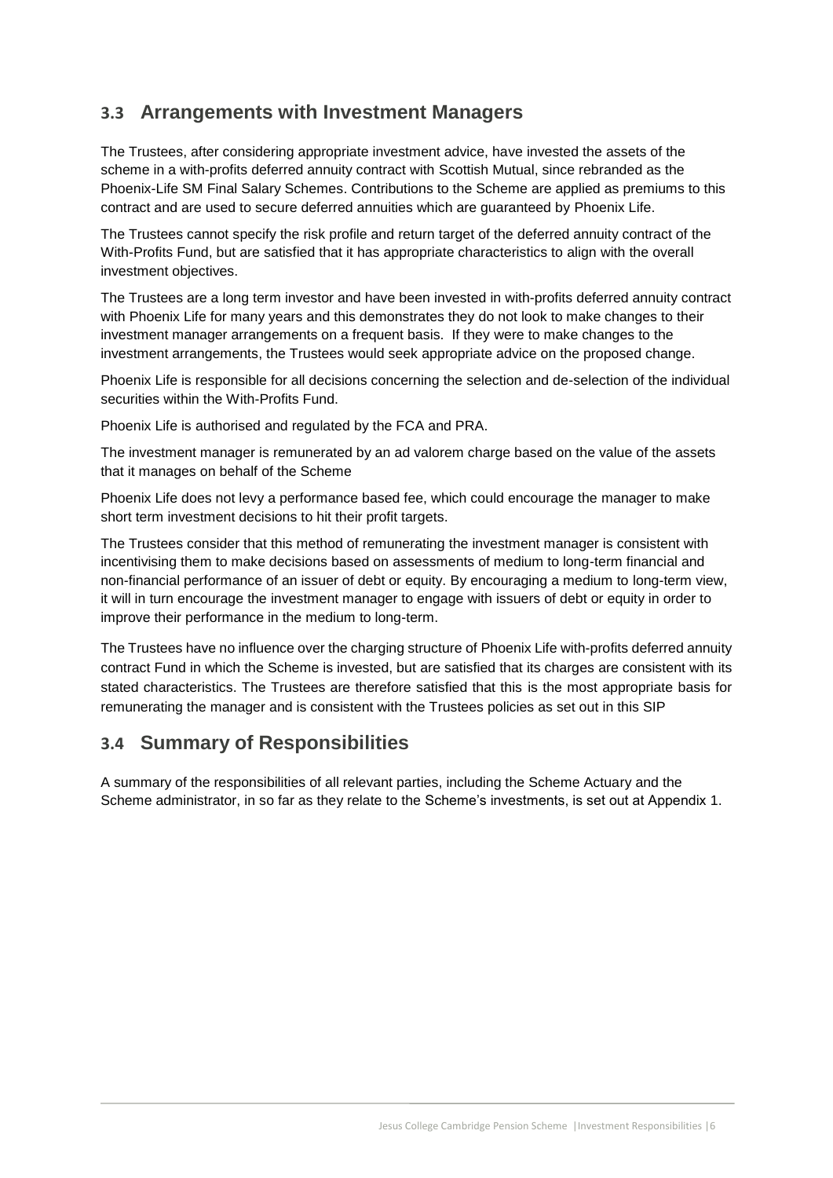## 3.3 Arrangements with Investment Managers

The Trustees, after considering appropriate investment advice, have invested the assets of the scheme in a with-profits deferred annuity contract with Scottish Mutual, since rebranded as the Phoenix-Life SM Final Salary Schemes. Contributions to the Scheme are applied as premiums to this contract and are used to secure deferred annuities which are guaranteed by Phoenix Life.

The Trustees cannot specify the risk profile and return target of the deferred annuity contract of the With-Profits Fund, but are satisfied that it has appropriate characteristics to align with the overall investment objectives.

The Trustees are a long term investor and have been invested in with-profits deferred annuity contract with Phoenix Life for many years and this demonstrates they do not look to make changes to their investment manager arrangements on a frequent basis. If they were to make changes to the investment arrangements, the Trustees would seek appropriate advice on the proposed change.

Phoenix Life is responsible for all decisions concerning the selection and de-selection of the individual securities within the With-Profits Fund.

Phoenix Life is authorised and regulated by the FCA and PRA.

The investment manager is remunerated by an ad valorem charge based on the value of the assets that it manages on behalf of the Scheme

Phoenix Life does not levy a performance based fee, which could encourage the manager to make short term investment decisions to hit their profit targets.

The Trustees consider that this method of remunerating the investment manager is consistent with incentivising them to make decisions based on assessments of medium to long-term financial and non-financial performance of an issuer of debt or equity. By encouraging a medium to long-term view, it will in turn encourage the investment manager to engage with issuers of debt or equity in order to improve their performance in the medium to long-term.

The Trustees have no influence over the charging structure of Phoenix Life with-profits deferred annuity contract Fund in which the Scheme is invested, but are satisfied that its charges are consistent with its stated characteristics. The Trustees are therefore satisfied that this is the most appropriate basis for remunerating the manager and is consistent with the Trustees policies as set out in this SIP

## 3.4 Summary of Responsibilities

A summary of the responsibilities of all relevant parties, including the Scheme Actuary and the Scheme administrator, in so far as they relate to the Scheme's investments, is set out at Appendix 1.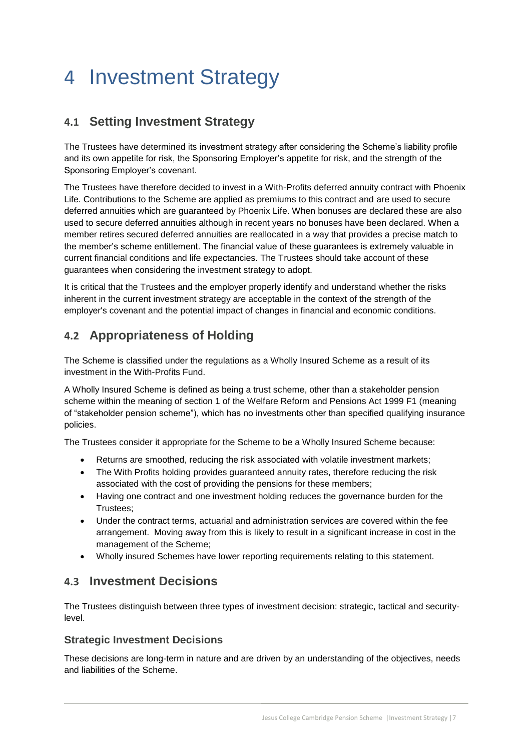# 4 Investment Strategy

## 4.1 Setting Investment Strategy

The Trustees have determined its investment strategy after considering the Scheme's liability profile and its own appetite for risk, the Sponsoring Employer's appetite for risk, and the strength of the Sponsoring Employer's covenant.

The Trustees have therefore decided to invest in a With-Profits deferred annuity contract with Phoenix Life. Contributions to the Scheme are applied as premiums to this contract and are used to secure deferred annuities which are guaranteed by Phoenix Life. When bonuses are declared these are also used to secure deferred annuities although in recent years no bonuses have been declared. When a member retires secured deferred annuities are reallocated in a way that provides a precise match to the member's scheme entitlement. The financial value of these guarantees is extremely valuable in current financial conditions and life expectancies. The Trustees should take account of these guarantees when considering the investment strategy to adopt.

It is critical that the Trustees and the employer properly identify and understand whether the risks inherent in the current investment strategy are acceptable in the context of the strength of the employer's covenant and the potential impact of changes in financial and economic conditions.

## 4.2 Appropriateness of Holding

The Scheme is classified under the regulations as a Wholly Insured Scheme as a result of its investment in the With-Profits Fund.

A Wholly Insured Scheme is defined as being a trust scheme, other than a stakeholder pension scheme within the meaning of section 1 of the Welfare Reform and Pensions Act 1999 F1 (meaning of "stakeholder pension scheme"), which has no investments other than specified qualifying insurance policies.

The Trustees consider it appropriate for the Scheme to be a Wholly Insured Scheme because:

- Returns are smoothed, reducing the risk associated with volatile investment markets;
- The With Profits holding provides guaranteed annuity rates, therefore reducing the risk associated with the cost of providing the pensions for these members;
- Having one contract and one investment holding reduces the governance burden for the Trustees;
- Under the contract terms, actuarial and administration services are covered within the fee arrangement. Moving away from this is likely to result in a significant increase in cost in the management of the Scheme;
- Wholly insured Schemes have lower reporting requirements relating to this statement.

## 4.3 Investment Decisions

The Trustees distinguish between three types of investment decision: strategic, tactical and security-level.

### Strategic Investment Decisions

These decisions are long-term in nature and are driven by an understanding of the objectives, needs and liabilities of the Scheme.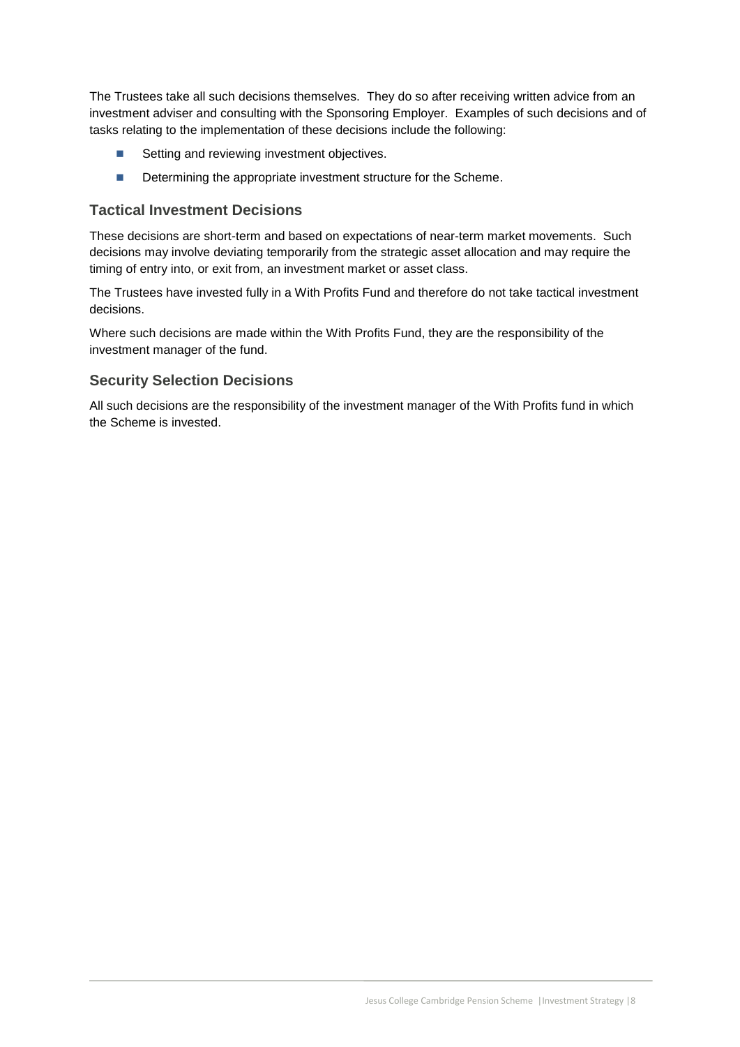The Trustees take all such decisions themselves. They do so after receiving written advice from an investment adviser and consulting with the Sponsoring Employer. Examples of such decisions and of tasks relating to the implementation of these decisions include the following:

- Setting and reviewing investment objectives.
- Determining the appropriate investment structure for the Scheme.

### Tactical Investment Decisions

These decisions are short-term and based on expectations of near-term market movements. Such decisions may involve deviating temporarily from the strategic asset allocation and may require the timing of entry into, or exit from, an investment market or asset class.

The Trustees have invested fully in a With Profits Fund and therefore do not take tactical investment decisions.

Where such decisions are made within the With Profits Fund, they are the responsibility of the investment manager of the fund.

### Security Selection Decisions

All such decisions are the responsibility of the investment manager of the With Profits fund in which the Scheme is invested.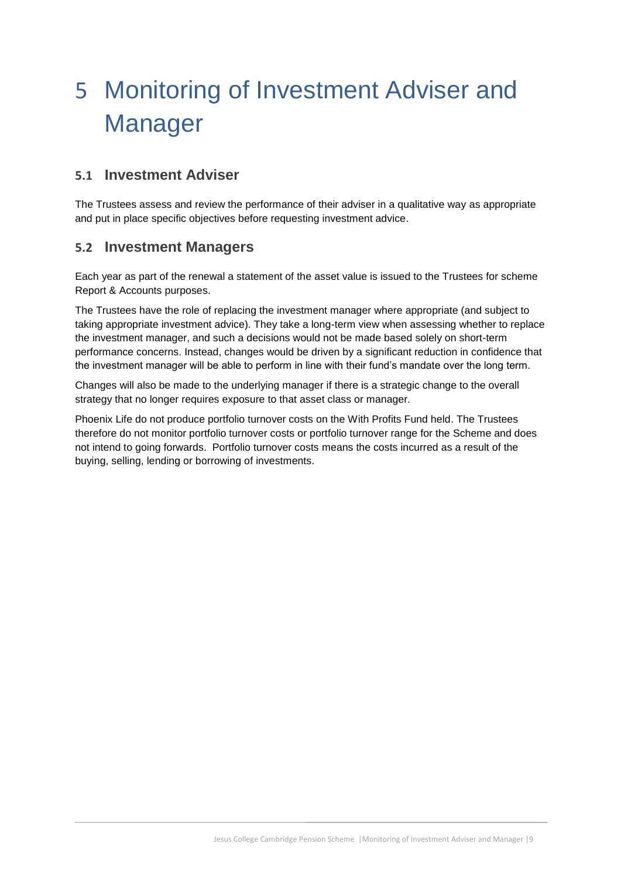# 5 Monitoring of Investment Adviser and Manager

## 5.1 Investment Adviser

The Trustees assess and review the performance of their adviser in a qualitative way as appropriate and put in place specific objectives before requesting investment advice.

## 5.2 Investment Managers

Each year as part of the renewal a statement of the asset value is issued to the Trustees for scheme Report & Accounts purposes.

The Trustees have the role of replacing the investment manager where appropriate (and subject to taking appropriate investment advice). They take a long-term view when assessing whether to replace the investment manager, and such a decisions would not be made based solely on short-term performance concerns. Instead, changes would be driven by a significant reduction in confidence that the investment manager will be able to perform in line with their fund's mandate over the long term.

Changes will also be made to the underlying manager if there is a strategic change to the overall strategy that no longer requires exposure to that asset class or manager.

Phoenix Life do not produce portfolio turnover costs on the With Profits Fund held. The Trustees therefore do not monitor portfolio turnover costs or portfolio turnover range for the Scheme and does not intend to going forwards. Portfolio turnover costs means the costs incurred as a result of the buying, selling, lending or borrowing of investments.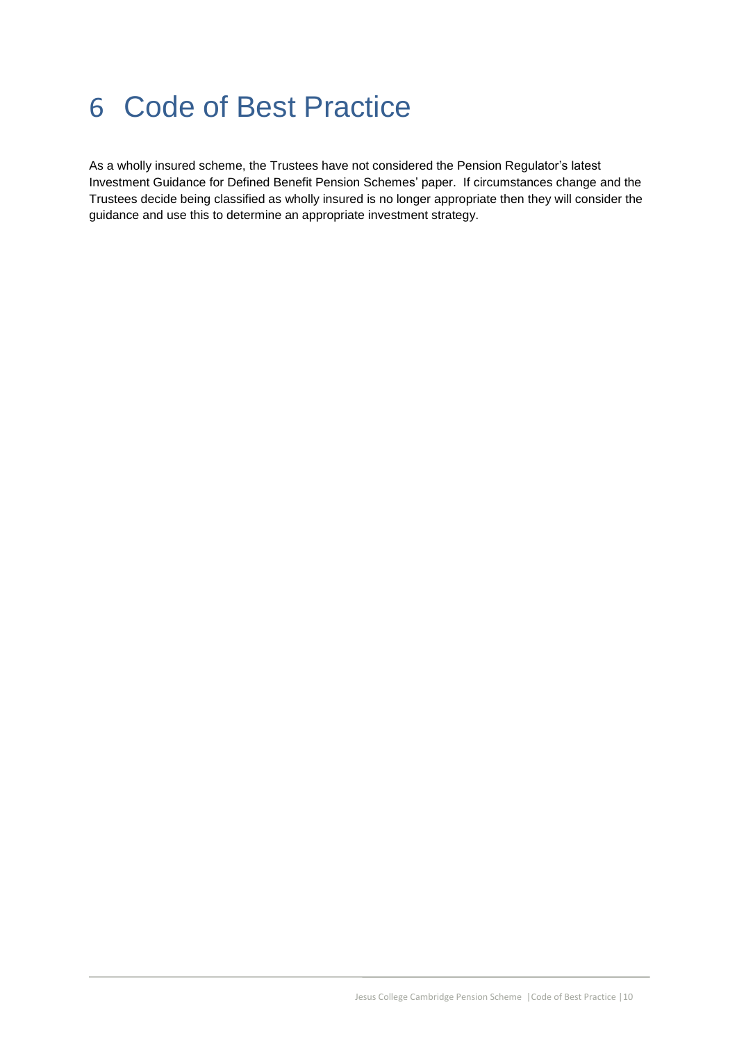# 6 Code of Best Practice

As a wholly insured scheme, the Trustees have not considered the Pension Regulator's latest Investment Guidance for Defined Benefit Pension Schemes' paper. If circumstances change and the Trustees decide being classified as wholly insured is no longer appropriate then they will consider the guidance and use this to determine an appropriate investment strategy.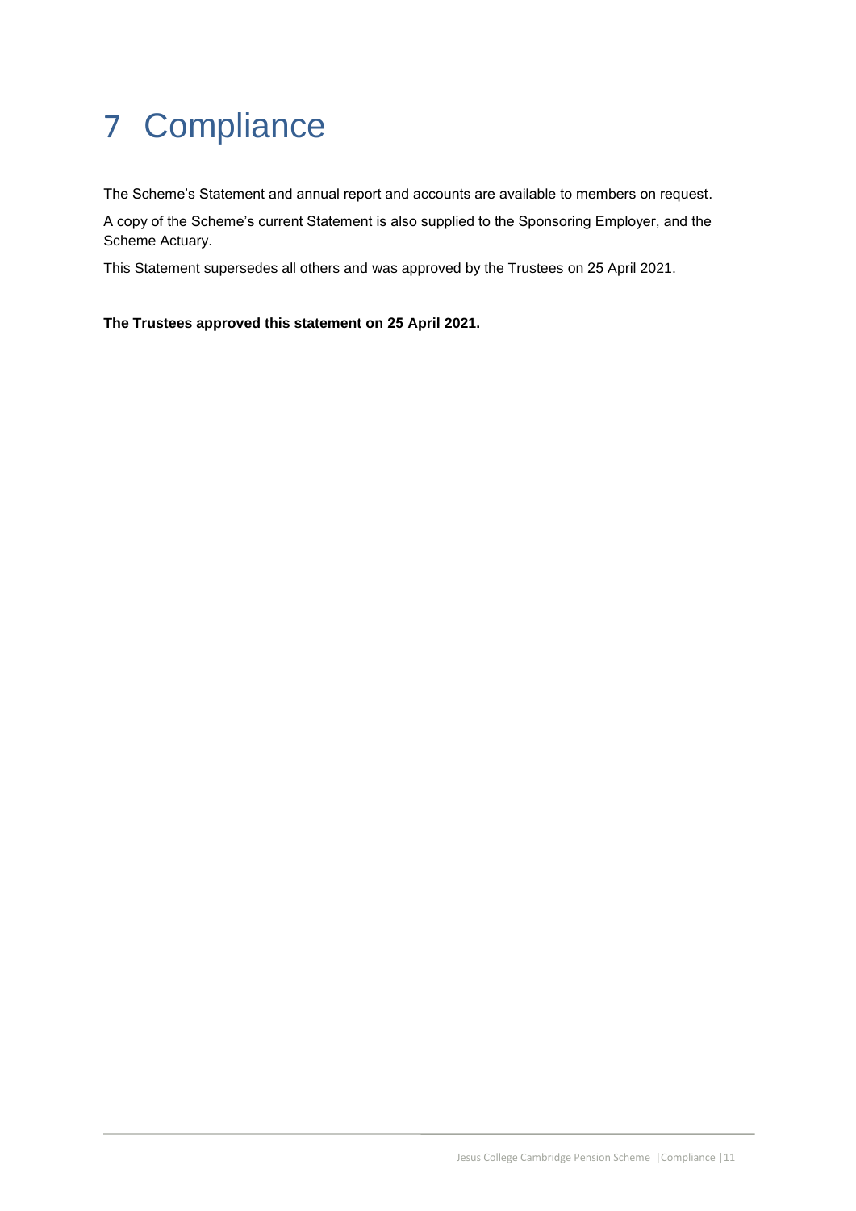# 7 Compliance

The Scheme's Statement and annual report and accounts are available to members on request.

A copy of the Scheme's current Statement is also supplied to the Sponsoring Employer, and the Scheme Actuary.

This Statement supersedes all others and was approved by the Trustees on 25 April 2021.

**The Trustees approved this statement on 25 April 2021.**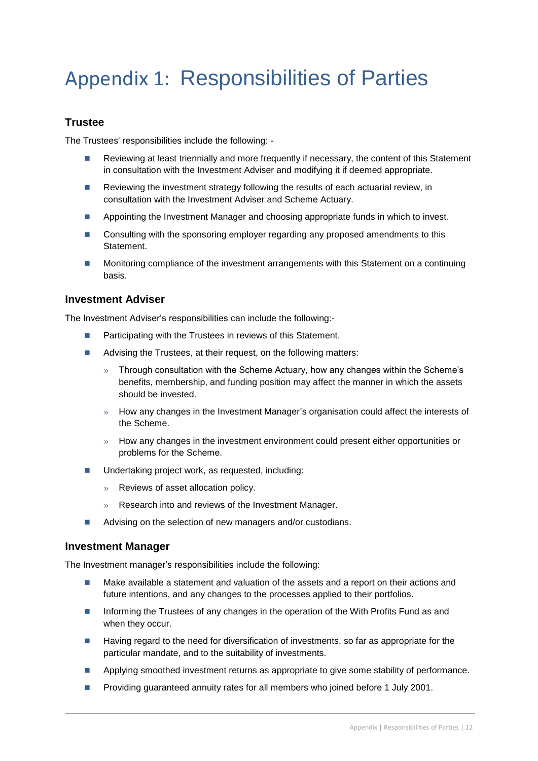# Appendix 1: Responsibilities of Parties

## Trustee

The Trustees' responsibilities include the following: -

- Reviewing at least triennially and more frequently if necessary, the content of this Statement in consultation with the Investment Adviser and modifying it if deemed appropriate.
- Reviewing the investment strategy following the results of each actuarial review, in consultation with the Investment Adviser and Scheme Actuary.
- Appointing the Investment Manager and choosing appropriate funds in which to invest.
- Consulting with the sponsoring employer regarding any proposed amendments to this Statement.
- Monitoring compliance of the investment arrangements with this Statement on a continuing basis.

## Investment Adviser

The Investment Adviser's responsibilities can include the following:-

- Participating with the Trustees in reviews of this Statement.
- Advising the Trustees, at their request, on the following matters:
  - Through consultation with the Scheme Actuary, how any changes within the Scheme's benefits, membership, and funding position may affect the manner in which the assets should be invested.
  - How any changes in the Investment Manager's organisation could affect the interests of the Scheme.
  - How any changes in the investment environment could present either opportunities or problems for the Scheme.
- Undertaking project work, as requested, including:
  - Reviews of asset allocation policy.
  - Research into and reviews of the Investment Manager.
- Advising on the selection of new managers and/or custodians.

## Investment Manager

The Investment manager's responsibilities include the following:

- Make available a statement and valuation of the assets and a report on their actions and future intentions, and any changes to the processes applied to their portfolios.
- Informing the Trustees of any changes in the operation of the With Profits Fund as and when they occur.
- Having regard to the need for diversification of investments, so far as appropriate for the particular mandate, and to the suitability of investments.
- Applying smoothed investment returns as appropriate to give some stability of performance.
- Providing guaranteed annuity rates for all members who joined before 1 July 2001.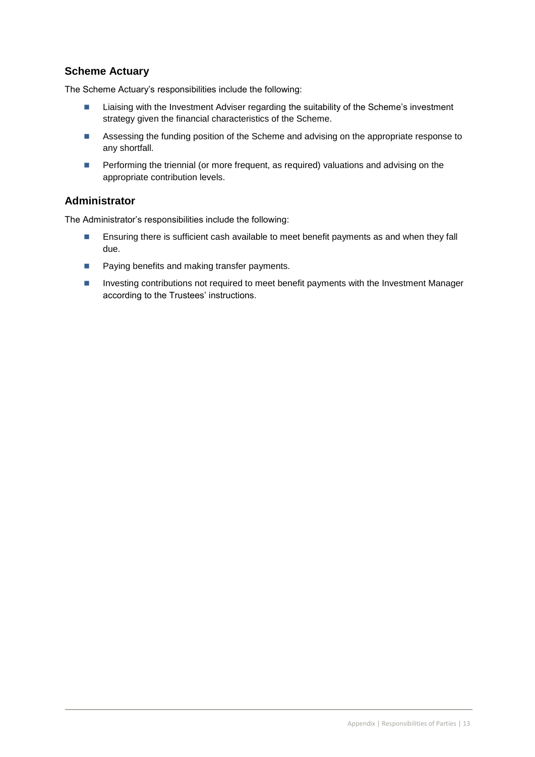## Scheme Actuary

The Scheme Actuary's responsibilities include the following:

- Liaising with the Investment Adviser regarding the suitability of the Scheme's investment strategy given the financial characteristics of the Scheme.
- Assessing the funding position of the Scheme and advising on the appropriate response to any shortfall.
- Performing the triennial (or more frequent, as required) valuations and advising on the appropriate contribution levels.

## Administrator

The Administrator's responsibilities include the following:

- Ensuring there is sufficient cash available to meet benefit payments as and when they fall due.
- Paying benefits and making transfer payments.
- Investing contributions not required to meet benefit payments with the Investment Manager according to the Trustees' instructions.